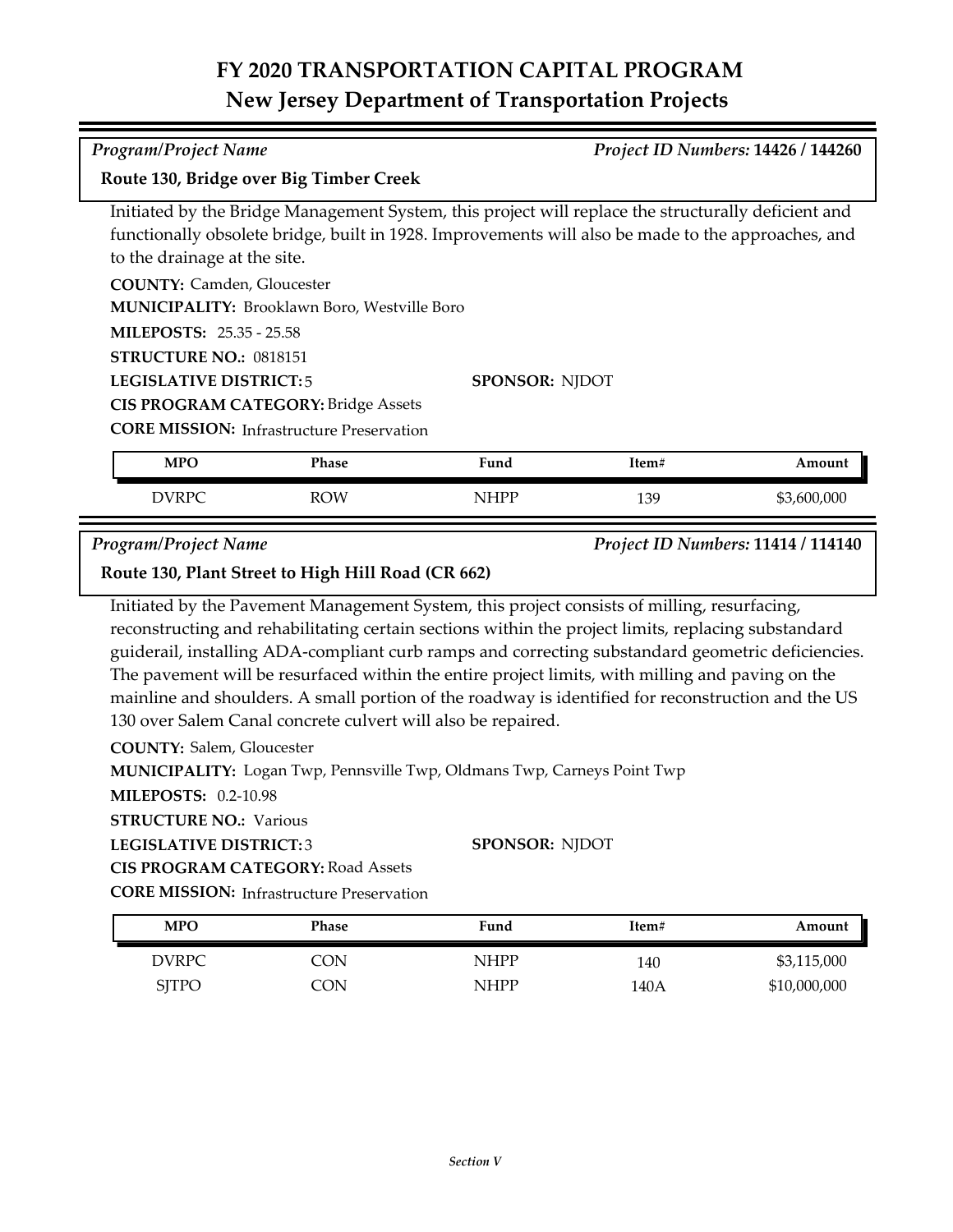# FY 2020 TRANSPORTATION CAPITAL PROGRAM
## New Jersey Department of Transportation Projects

*Program/Project Name* — *Project ID Numbers:* **14426 / 144260**

**Route 130, Bridge over Big Timber Creek**

Initiated by the Bridge Management System, this project will replace the structurally deficient and functionally obsolete bridge, built in 1928. Improvements will also be made to the approaches, and to the drainage at the site.

**COUNTY:** Camden, Gloucester
**MUNICIPALITY:** Brooklawn Boro, Westville Boro
**MILEPOSTS:** 25.35 - 25.58
**STRUCTURE NO.:** 0818151
**LEGISLATIVE DISTRICT:** 5
**SPONSOR:** NJDOT
**CIS PROGRAM CATEGORY:** Bridge Assets
**CORE MISSION:** Infrastructure Preservation

| MPO | Phase | Fund | Item# | Amount |
|---|---|---|---|---|
| DVRPC | ROW | NHPP | 139 | $3,600,000 |

*Program/Project Name* — *Project ID Numbers:* **11414 / 114140**

**Route 130, Plant Street to High Hill Road (CR 662)**

Initiated by the Pavement Management System, this project consists of milling, resurfacing, reconstructing and rehabilitating certain sections within the project limits, replacing substandard guiderail, installing ADA-compliant curb ramps and correcting substandard geometric deficiencies. The pavement will be resurfaced within the entire project limits, with milling and paving on the mainline and shoulders. A small portion of the roadway is identified for reconstruction and the US 130 over Salem Canal concrete culvert will also be repaired.

**COUNTY:** Salem, Gloucester
**MUNICIPALITY:** Logan Twp, Pennsville Twp, Oldmans Twp, Carneys Point Twp
**MILEPOSTS:** 0.2-10.98
**STRUCTURE NO.:** Various
**LEGISLATIVE DISTRICT:** 3
**SPONSOR:** NJDOT
**CIS PROGRAM CATEGORY:** Road Assets
**CORE MISSION:** Infrastructure Preservation

| MPO | Phase | Fund | Item# | Amount |
|---|---|---|---|---|
| DVRPC | CON | NHPP | 140 | $3,115,000 |
| SJTPO | CON | NHPP | 140A | $10,000,000 |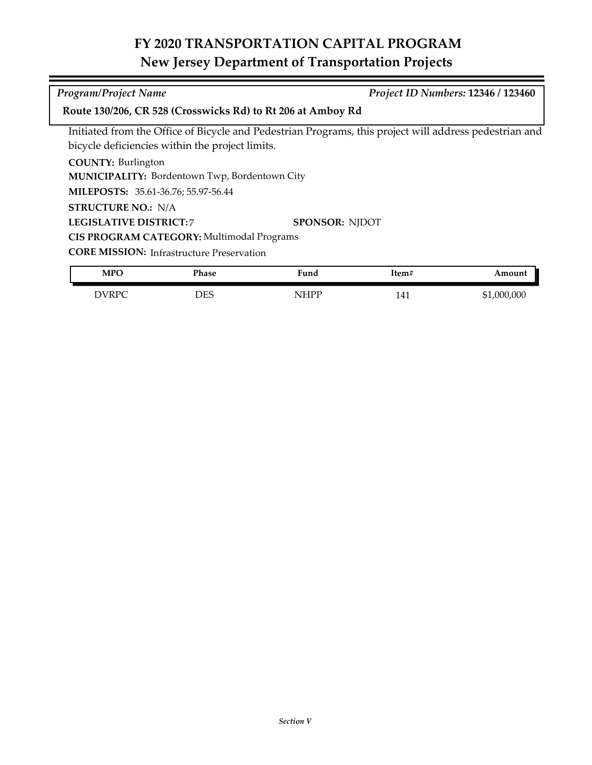# FY 2020 TRANSPORTATION CAPITAL PROGRAM
## New Jersey Department of Transportation Projects

*Program/Project Name* *Project ID Numbers:* **12346 / 123460**

**Route 130/206, CR 528 (Crosswicks Rd) to Rt 206 at Amboy Rd**

Initiated from the Office of Bicycle and Pedestrian Programs, this project will address pedestrian and bicycle deficiencies within the project limits.

**COUNTY:** Burlington

**MUNICIPALITY:** Bordentown Twp, Bordentown City

**MILEPOSTS:** 35.61-36.76; 55.97-56.44

**STRUCTURE NO.:** N/A

**LEGISLATIVE DISTRICT:** 7 **SPONSOR:** NJDOT

**CIS PROGRAM CATEGORY:** Multimodal Programs

**CORE MISSION:** Infrastructure Preservation

| MPO | Phase | Fund | Item# | Amount |
|---|---|---|---|---|
| DVRPC | DES | NHPP | 141 | $1,000,000 |